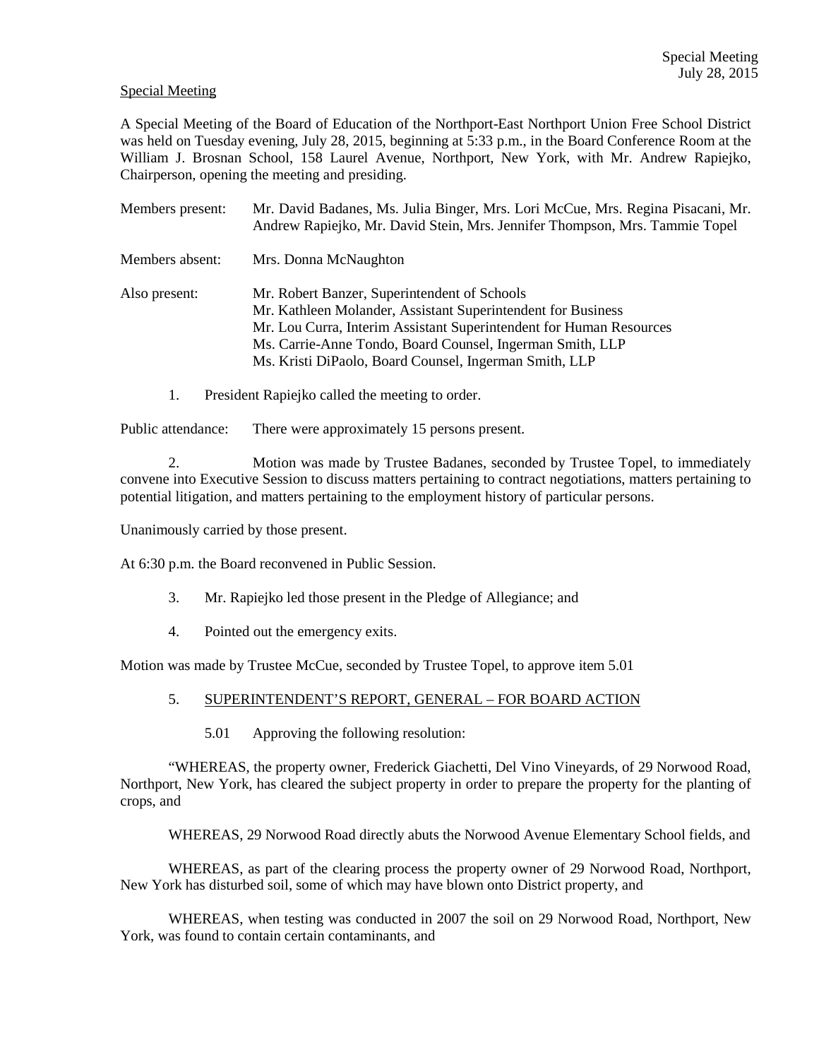Special Meeting

A Special Meeting of the Board of Education of the Northport-East Northport Union Free School District was held on Tuesday evening, July 28, 2015, beginning at 5:33 p.m., in the Board Conference Room at the William J. Brosnan School, 158 Laurel Avenue, Northport, New York, with Mr. Andrew Rapiejko, Chairperson, opening the meeting and presiding.

Members present: Mr. David Badanes, Ms. Julia Binger, Mrs. Lori McCue, Mrs. Regina Pisacani, Mr. Andrew Rapiejko, Mr. David Stein, Mrs. Jennifer Thompson, Mrs. Tammie Topel

Members absent: Mrs. Donna McNaughton

Also present: Mr. Robert Banzer, Superintendent of Schools
Mr. Kathleen Molander, Assistant Superintendent for Business
Mr. Lou Curra, Interim Assistant Superintendent for Human Resources
Ms. Carrie-Anne Tondo, Board Counsel, Ingerman Smith, LLP
Ms. Kristi DiPaolo, Board Counsel, Ingerman Smith, LLP

1. President Rapiejko called the meeting to order.

Public attendance: There were approximately 15 persons present.

2. Motion was made by Trustee Badanes, seconded by Trustee Topel, to immediately convene into Executive Session to discuss matters pertaining to contract negotiations, matters pertaining to potential litigation, and matters pertaining to the employment history of particular persons.

Unanimously carried by those present.

At 6:30 p.m. the Board reconvened in Public Session.

3. Mr. Rapiejko led those present in the Pledge of Allegiance; and

4. Pointed out the emergency exits.

Motion was made by Trustee McCue, seconded by Trustee Topel, to approve item 5.01

5. SUPERINTENDENT'S REPORT, GENERAL – FOR BOARD ACTION

5.01 Approving the following resolution:

"WHEREAS, the property owner, Frederick Giachetti, Del Vino Vineyards, of 29 Norwood Road, Northport, New York, has cleared the subject property in order to prepare the property for the planting of crops, and

WHEREAS, 29 Norwood Road directly abuts the Norwood Avenue Elementary School fields, and

WHEREAS, as part of the clearing process the property owner of 29 Norwood Road, Northport, New York has disturbed soil, some of which may have blown onto District property, and

WHEREAS, when testing was conducted in 2007 the soil on 29 Norwood Road, Northport, New York, was found to contain certain contaminants, and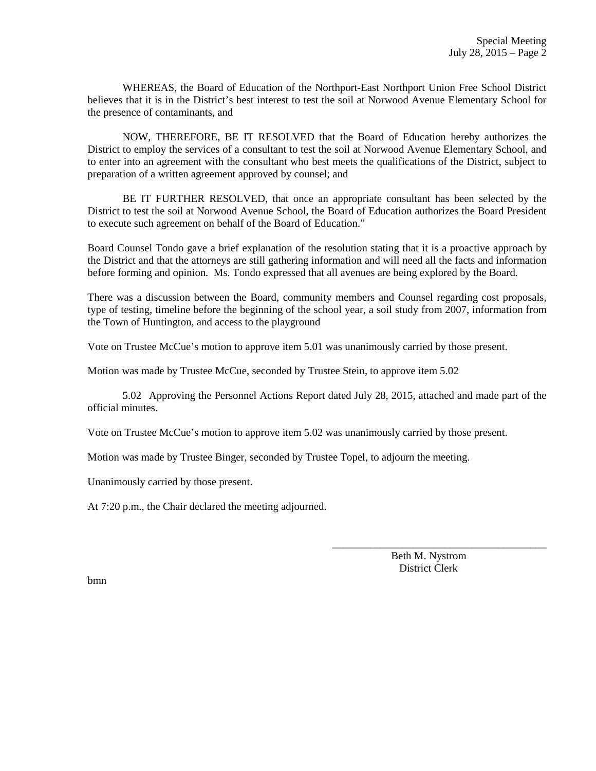WHEREAS, the Board of Education of the Northport-East Northport Union Free School District believes that it is in the District's best interest to test the soil at Norwood Avenue Elementary School for the presence of contaminants, and

NOW, THEREFORE, BE IT RESOLVED that the Board of Education hereby authorizes the District to employ the services of a consultant to test the soil at Norwood Avenue Elementary School, and to enter into an agreement with the consultant who best meets the qualifications of the District, subject to preparation of a written agreement approved by counsel; and

BE IT FURTHER RESOLVED, that once an appropriate consultant has been selected by the District to test the soil at Norwood Avenue School, the Board of Education authorizes the Board President to execute such agreement on behalf of the Board of Education."

Board Counsel Tondo gave a brief explanation of the resolution stating that it is a proactive approach by the District and that the attorneys are still gathering information and will need all the facts and information before forming and opinion. Ms. Tondo expressed that all avenues are being explored by the Board.

There was a discussion between the Board, community members and Counsel regarding cost proposals, type of testing, timeline before the beginning of the school year, a soil study from 2007, information from the Town of Huntington, and access to the playground

Vote on Trustee McCue's motion to approve item 5.01 was unanimously carried by those present.

Motion was made by Trustee McCue, seconded by Trustee Stein, to approve item 5.02

5.02 Approving the Personnel Actions Report dated July 28, 2015, attached and made part of the official minutes.

Vote on Trustee McCue's motion to approve item 5.02 was unanimously carried by those present.

Motion was made by Trustee Binger, seconded by Trustee Topel, to adjourn the meeting.

Unanimously carried by those present.

At 7:20 p.m., the Chair declared the meeting adjourned.

\_\_\_\_\_\_\_\_\_\_\_\_\_\_\_\_\_\_\_\_\_\_\_\_\_\_\_\_\_\_\_\_\_\_\_\_\_\_\_\_

Beth M. Nystrom
District Clerk

bmn